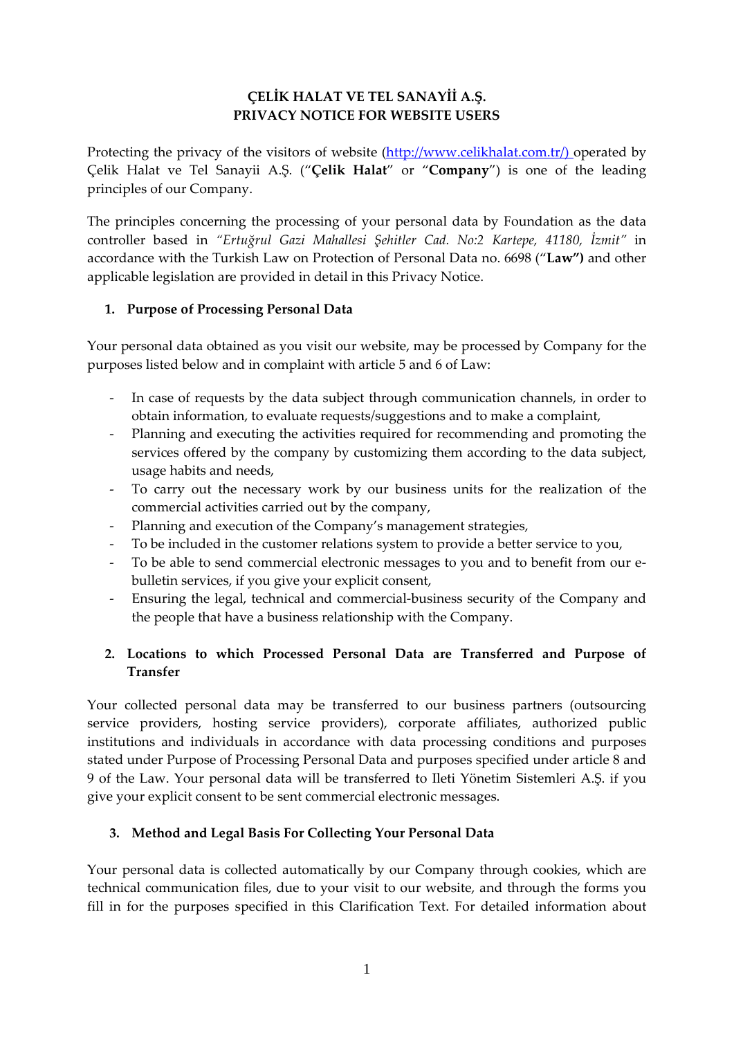**ÇELİK HALAT VE TEL SANAYİİ A.Ş.**
**PRIVACY NOTICE FOR WEBSITE USERS**

Protecting the privacy of the visitors of website (http://www.celikhalat.com.tr/) operated by Çelik Halat ve Tel Sanayii A.Ş. ("**Çelik Halat**" or "**Company**") is one of the leading principles of our Company.

The principles concerning the processing of your personal data by Foundation as the data controller based in *"Ertuğrul Gazi Mahallesi Şehitler Cad. No:2 Kartepe, 41180, İzmit"* in accordance with the Turkish Law on Protection of Personal Data no. 6698 ("**Law")** and other applicable legislation are provided in detail in this Privacy Notice.

## 1. Purpose of Processing Personal Data

Your personal data obtained as you visit our website, may be processed by Company for the purposes listed below and in complaint with article 5 and 6 of Law:

- In case of requests by the data subject through communication channels, in order to obtain information, to evaluate requests/suggestions and to make a complaint,
- Planning and executing the activities required for recommending and promoting the services offered by the company by customizing them according to the data subject, usage habits and needs,
- To carry out the necessary work by our business units for the realization of the commercial activities carried out by the company,
- Planning and execution of the Company's management strategies,
- To be included in the customer relations system to provide a better service to you,
- To be able to send commercial electronic messages to you and to benefit from our e-bulletin services, if you give your explicit consent,
- Ensuring the legal, technical and commercial-business security of the Company and the people that have a business relationship with the Company.

## 2. Locations to which Processed Personal Data are Transferred and Purpose of Transfer

Your collected personal data may be transferred to our business partners (outsourcing service providers, hosting service providers), corporate affiliates, authorized public institutions and individuals in accordance with data processing conditions and purposes stated under Purpose of Processing Personal Data and purposes specified under article 8 and 9 of the Law. Your personal data will be transferred to Ileti Yönetim Sistemleri A.Ş. if you give your explicit consent to be sent commercial electronic messages.

## 3. Method and Legal Basis For Collecting Your Personal Data

Your personal data is collected automatically by our Company through cookies, which are technical communication files, due to your visit to our website, and through the forms you fill in for the purposes specified in this Clarification Text. For detailed information about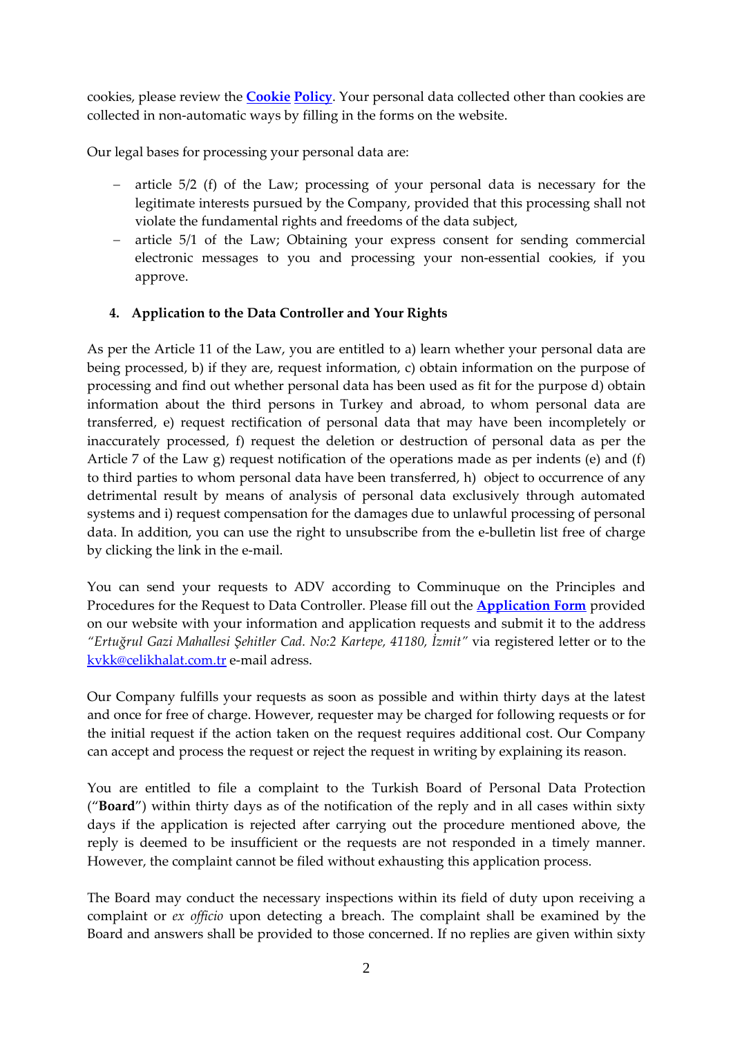cookies, please review the **Cookie Policy**. Your personal data collected other than cookies are collected in non-automatic ways by filling in the forms on the website.

Our legal bases for processing your personal data are:

- article 5/2 (f) of the Law; processing of your personal data is necessary for the legitimate interests pursued by the Company, provided that this processing shall not violate the fundamental rights and freedoms of the data subject,
- article 5/1 of the Law; Obtaining your express consent for sending commercial electronic messages to you and processing your non-essential cookies, if you approve.

## 4. Application to the Data Controller and Your Rights

As per the Article 11 of the Law, you are entitled to a) learn whether your personal data are being processed, b) if they are, request information, c) obtain information on the purpose of processing and find out whether personal data has been used as fit for the purpose d) obtain information about the third persons in Turkey and abroad, to whom personal data are transferred, e) request rectification of personal data that may have been incompletely or inaccurately processed, f) request the deletion or destruction of personal data as per the Article 7 of the Law g) request notification of the operations made as per indents (e) and (f) to third parties to whom personal data have been transferred, h) object to occurrence of any detrimental result by means of analysis of personal data exclusively through automated systems and i) request compensation for the damages due to unlawful processing of personal data. In addition, you can use the right to unsubscribe from the e-bulletin list free of charge by clicking the link in the e-mail.

You can send your requests to ADV according to Comminuque on the Principles and Procedures for the Request to Data Controller. Please fill out the **Application Form** provided on our website with your information and application requests and submit it to the address *"Ertuğrul Gazi Mahallesi Şehitler Cad. No:2 Kartepe, 41180, İzmit"* via registered letter or to the kvkk@celikhalat.com.tr e-mail adress.

Our Company fulfills your requests as soon as possible and within thirty days at the latest and once for free of charge. However, requester may be charged for following requests or for the initial request if the action taken on the request requires additional cost. Our Company can accept and process the request or reject the request in writing by explaining its reason.

You are entitled to file a complaint to the Turkish Board of Personal Data Protection ("**Board**") within thirty days as of the notification of the reply and in all cases within sixty days if the application is rejected after carrying out the procedure mentioned above, the reply is deemed to be insufficient or the requests are not responded in a timely manner. However, the complaint cannot be filed without exhausting this application process.

The Board may conduct the necessary inspections within its field of duty upon receiving a complaint or *ex officio* upon detecting a breach. The complaint shall be examined by the Board and answers shall be provided to those concerned. If no replies are given within sixty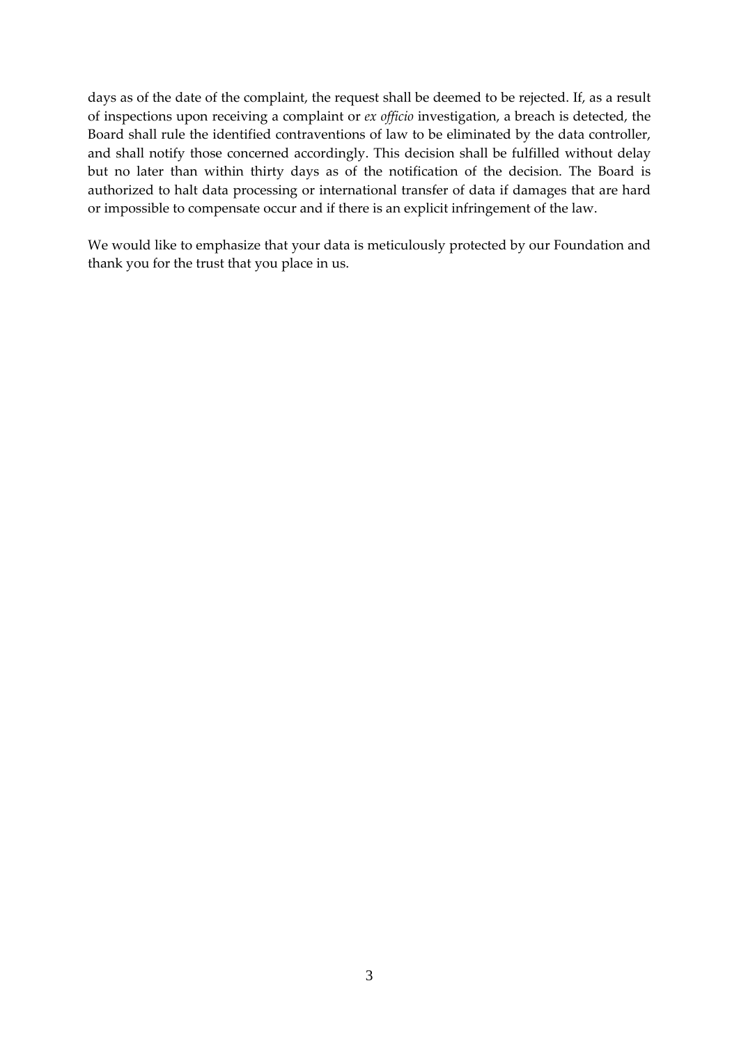days as of the date of the complaint, the request shall be deemed to be rejected. If, as a result of inspections upon receiving a complaint or *ex officio* investigation, a breach is detected, the Board shall rule the identified contraventions of law to be eliminated by the data controller, and shall notify those concerned accordingly. This decision shall be fulfilled without delay but no later than within thirty days as of the notification of the decision. The Board is authorized to halt data processing or international transfer of data if damages that are hard or impossible to compensate occur and if there is an explicit infringement of the law.

We would like to emphasize that your data is meticulously protected by our Foundation and thank you for the trust that you place in us.